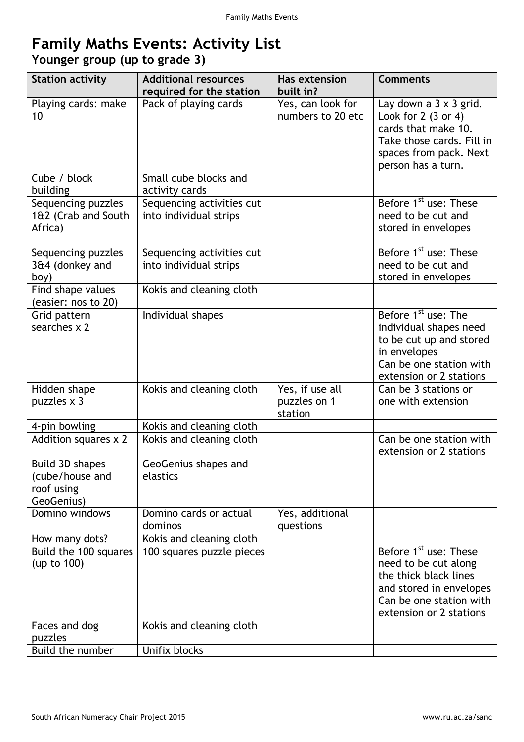# Family Maths Events: Activity List

## Younger group (up to grade 3)

| Station activity | Additional resources required for the station | Has extension built in? | Comments |
|---|---|---|---|
| Playing cards: make 10 | Pack of playing cards | Yes, can look for numbers to 20 etc | Lay down a 3 x 3 grid. Look for 2 (3 or 4) cards that make 10. Take those cards. Fill in spaces from pack. Next person has a turn. |
| Cube / block building | Small cube blocks and activity cards | | |
| Sequencing puzzles 1&2 (Crab and South Africa) | Sequencing activities cut into individual strips | | Before 1st use: These need to be cut and stored in envelopes |
| Sequencing puzzles 3&4 (donkey and boy) | Sequencing activities cut into individual strips | | Before 1st use: These need to be cut and stored in envelopes |
| Find shape values (easier: nos to 20) | Kokis and cleaning cloth | | |
| Grid pattern searches x 2 | Individual shapes | | Before 1st use: The individual shapes need to be cut up and stored in envelopes<br>Can be one station with extension or 2 stations |
| Hidden shape puzzles x 3 | Kokis and cleaning cloth | Yes, if use all puzzles on 1 station | Can be 3 stations or one with extension |
| 4-pin bowling | Kokis and cleaning cloth | | |
| Addition squares x 2 | Kokis and cleaning cloth | | Can be one station with extension or 2 stations |
| Build 3D shapes (cube/house and roof using GeoGenius) | GeoGenius shapes and elastics | | |
| Domino windows | Domino cards or actual dominos | Yes, additional questions | |
| How many dots? | Kokis and cleaning cloth | | |
| Build the 100 squares (up to 100) | 100 squares puzzle pieces | | Before 1st use: These need to be cut along the thick black lines and stored in envelopes<br>Can be one station with extension or 2 stations |
| Faces and dog puzzles | Kokis and cleaning cloth | | |
| Build the number | Unifix blocks | | |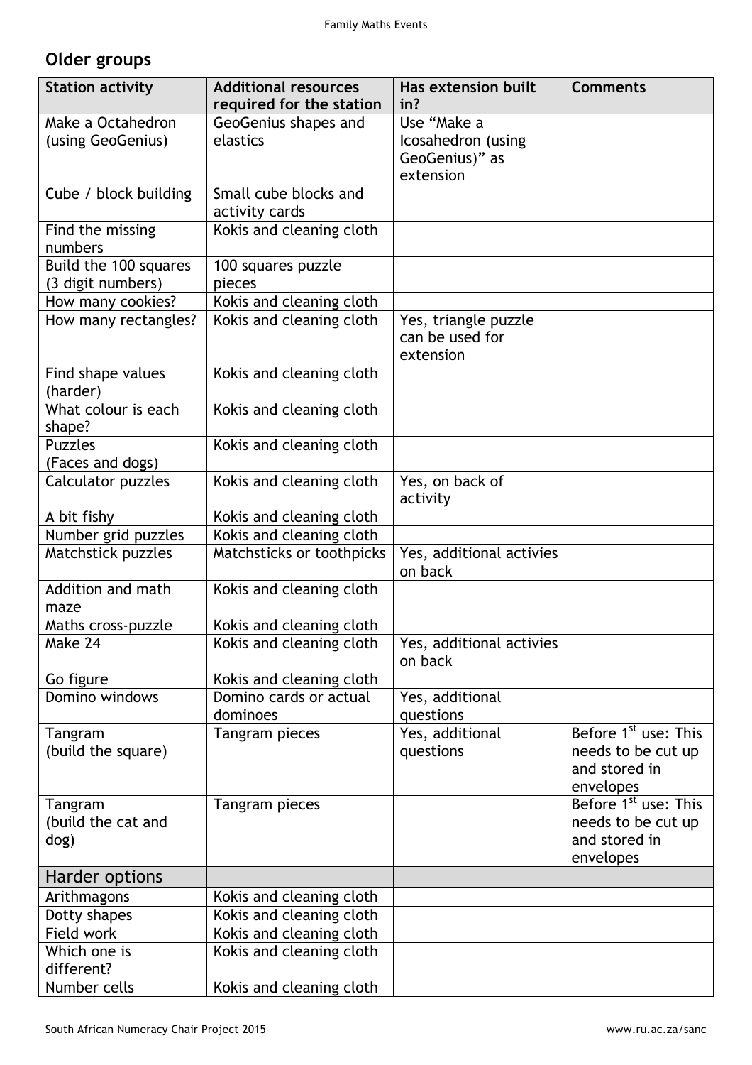## Older groups

| Station activity | Additional resources required for the station | Has extension built in? | Comments |
|---|---|---|---|
| Make a Octahedron (using GeoGenius) | GeoGenius shapes and elastics | Use "Make a Icosahedron (using GeoGenius)" as extension | |
| Cube / block building | Small cube blocks and activity cards | | |
| Find the missing numbers | Kokis and cleaning cloth | | |
| Build the 100 squares (3 digit numbers) | 100 squares puzzle pieces | | |
| How many cookies? | Kokis and cleaning cloth | | |
| How many rectangles? | Kokis and cleaning cloth | Yes, triangle puzzle can be used for extension | |
| Find shape values (harder) | Kokis and cleaning cloth | | |
| What colour is each shape? | Kokis and cleaning cloth | | |
| Puzzles (Faces and dogs) | Kokis and cleaning cloth | | |
| Calculator puzzles | Kokis and cleaning cloth | Yes, on back of activity | |
| A bit fishy | Kokis and cleaning cloth | | |
| Number grid puzzles | Kokis and cleaning cloth | | |
| Matchstick puzzles | Matchsticks or toothpicks | Yes, additional activies on back | |
| Addition and math maze | Kokis and cleaning cloth | | |
| Maths cross-puzzle | Kokis and cleaning cloth | | |
| Make 24 | Kokis and cleaning cloth | Yes, additional activies on back | |
| Go figure | Kokis and cleaning cloth | | |
| Domino windows | Domino cards or actual dominoes | Yes, additional questions | |
| Tangram (build the square) | Tangram pieces | Yes, additional questions | Before 1st use: This needs to be cut up and stored in envelopes |
| Tangram (build the cat and dog) | Tangram pieces | | Before 1st use: This needs to be cut up and stored in envelopes |
| Harder options | | | |
| Arithmagons | Kokis and cleaning cloth | | |
| Dotty shapes | Kokis and cleaning cloth | | |
| Field work | Kokis and cleaning cloth | | |
| Which one is different? | Kokis and cleaning cloth | | |
| Number cells | Kokis and cleaning cloth | | |